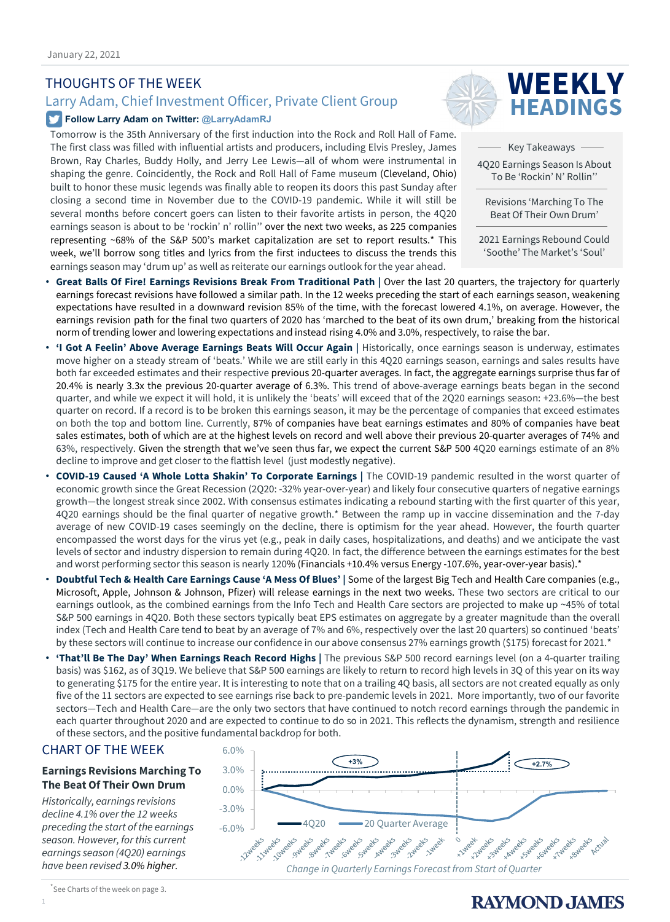January 22, 2021

# WEEKLY HEADINGS

## THOUGHTS OF THE WEEK

### Larry Adam, Chief Investment Officer, Private Client Group

**Follow Larry Adam on Twitter: @LarryAdamRJ**

Tomorrow is the 35th Anniversary of the first induction into the Rock and Roll Hall of Fame. The first class was filled with influential artists and producers, including Elvis Presley, James Brown, Ray Charles, Buddy Holly, and Jerry Lee Lewis—all of whom were instrumental in shaping the genre. Coincidently, the Rock and Roll Hall of Fame museum (Cleveland, Ohio) built to honor these music legends was finally able to reopen its doors this past Sunday after closing a second time in November due to the COVID-19 pandemic. While it will still be several months before concert goers can listen to their favorite artists in person, the 4Q20 earnings season is about to be 'rockin' n' rollin'' over the next two weeks, as 225 companies representing ~68% of the S&P 500's market capitalization are set to report results.* This week, we'll borrow song titles and lyrics from the first inductees to discuss the trends this earnings season may 'drum up' as well as reiterate our earnings outlook for the year ahead.

**Key Takeaways**

- 4Q20 Earnings Season Is About To Be 'Rockin' N' Rollin''
- Revisions 'Marching To The Beat Of Their Own Drum'
- 2021 Earnings Rebound Could 'Soothe' The Market's 'Soul'

- **Great Balls Of Fire! Earnings Revisions Break From Traditional Path |** Over the last 20 quarters, the trajectory for quarterly earnings forecast revisions have followed a similar path. In the 12 weeks preceding the start of each earnings season, weakening expectations have resulted in a downward revision 85% of the time, with the forecast lowered 4.1%, on average. However, the earnings revision path for the final two quarters of 2020 has 'marched to the beat of its own drum,' breaking from the historical norm of trending lower and lowering expectations and instead rising 4.0% and 3.0%, respectively, to raise the bar.
- **'I Got A Feelin' Above Average Earnings Beats Will Occur Again |** Historically, once earnings season is underway, estimates move higher on a steady stream of 'beats.' While we are still early in this 4Q20 earnings season, earnings and sales results have both far exceeded estimates and their respective previous 20-quarter averages. In fact, the aggregate earnings surprise thus far of 20.4% is nearly 3.3x the previous 20-quarter average of 6.3%. This trend of above-average earnings beats began in the second quarter, and while we expect it will hold, it is unlikely the 'beats' will exceed that of the 2Q20 earnings season: +23.6%—the best quarter on record. If a record is to be broken this earnings season, it may be the percentage of companies that exceed estimates on both the top and bottom line. Currently, 87% of companies have beat earnings estimates and 80% of companies have beat sales estimates, both of which are at the highest levels on record and well above their previous 20-quarter averages of 74% and 63%, respectively. Given the strength that we've seen thus far, we expect the current S&P 500 4Q20 earnings estimate of an 8% decline to improve and get closer to the flattish level (just modestly negative).
- **COVID-19 Caused 'A Whole Lotta Shakin' To Corporate Earnings |** The COVID-19 pandemic resulted in the worst quarter of economic growth since the Great Recession (2Q20: -32% year-over-year) and likely four consecutive quarters of negative earnings growth—the longest streak since 2002. With consensus estimates indicating a rebound starting with the first quarter of this year, 4Q20 earnings should be the final quarter of negative growth.* Between the ramp up in vaccine dissemination and the 7-day average of new COVID-19 cases seemingly on the decline, there is optimism for the year ahead. However, the fourth quarter encompassed the worst days for the virus yet (e.g., peak in daily cases, hospitalizations, and deaths) and we anticipate the vast levels of sector and industry dispersion to remain during 4Q20. In fact, the difference between the earnings estimates for the best and worst performing sector this season is nearly 120% (Financials +10.4% versus Energy -107.6%, year-over-year basis).*
- **Doubtful Tech & Health Care Earnings Cause 'A Mess Of Blues' |** Some of the largest Big Tech and Health Care companies (e.g., Microsoft, Apple, Johnson & Johnson, Pfizer) will release earnings in the next two weeks. These two sectors are critical to our earnings outlook, as the combined earnings from the Info Tech and Health Care sectors are projected to make up ~45% of total S&P 500 earnings in 4Q20. Both these sectors typically beat EPS estimates on aggregate by a greater magnitude than the overall index (Tech and Health Care tend to beat by an average of 7% and 6%, respectively over the last 20 quarters) so continued 'beats' by these sectors will continue to increase our confidence in our above consensus 27% earnings growth ($175) forecast for 2021.*
- **'That'll Be The Day' When Earnings Reach Record Highs |** The previous S&P 500 record earnings level (on a 4-quarter trailing basis) was $162, as of 3Q19. We believe that S&P 500 earnings are likely to return to record high levels in 3Q of this year on its way to generating $175 for the entire year. It is interesting to note that on a trailing 4Q basis, all sectors are not created equally as only five of the 11 sectors are expected to see earnings rise back to pre-pandemic levels in 2021. More importantly, two of our favorite sectors—Tech and Health Care—are the only two sectors that have continued to notch record earnings through the pandemic in each quarter throughout 2020 and are expected to continue to do so in 2021. This reflects the dynamism, strength and resilience of these sectors, and the positive fundamental backdrop for both.

## CHART OF THE WEEK

**Earnings Revisions Marching To The Beat Of Their Own Drum**

*Historically, earnings revisions decline 4.1% over the 12 weeks preceding the start of the earnings season. However, for this current earnings season (4Q20) earnings have been revised 3.0% higher.*

Change in Quarterly Earnings Forecast from Start of Quarter

*See Charts of the week on page 3.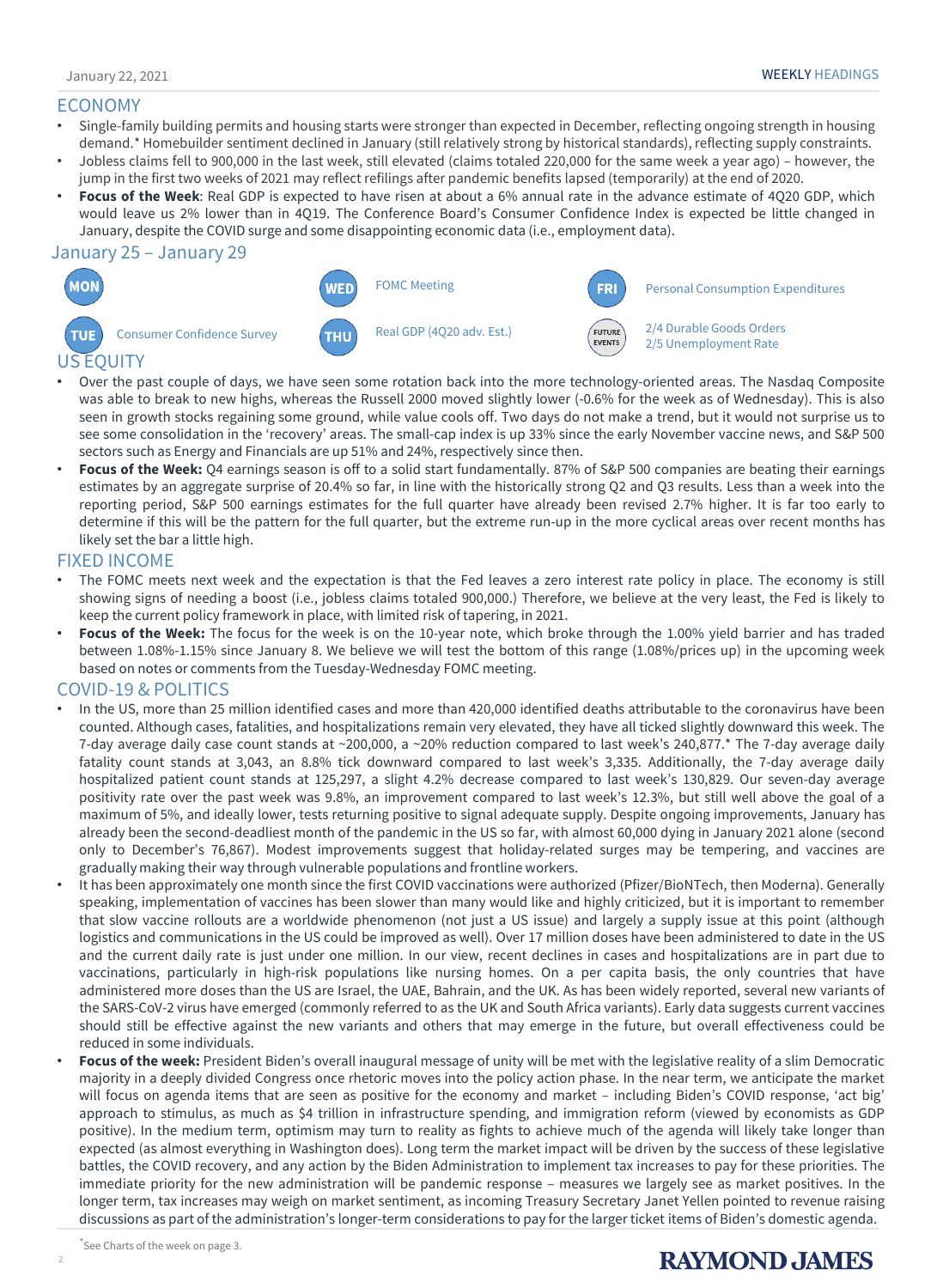## ECONOMY

- Single-family building permits and housing starts were stronger than expected in December, reflecting ongoing strength in housing demand.* Homebuilder sentiment declined in January (still relatively strong by historical standards), reflecting supply constraints.
- Jobless claims fell to 900,000 in the last week, still elevated (claims totaled 220,000 for the same week a year ago) – however, the jump in the first two weeks of 2021 may reflect refilings after pandemic benefits lapsed (temporarily) at the end of 2020.
- **Focus of the Week**: Real GDP is expected to have risen at about a 6% annual rate in the advance estimate of 4Q20 GDP, which would leave us 2% lower than in 4Q19. The Conference Board's Consumer Confidence Index is expected be little changed in January, despite the COVID surge and some disappointing economic data (i.e., employment data).

## January 25 – January 29

| | | | | | |
|---|---|---|---|---|---|
| MON | | WED | FOMC Meeting | FRI | Personal Consumption Expenditures |
| TUE | Consumer Confidence Survey | THU | Real GDP (4Q20 adv. Est.) | FUTURE EVENTS | 2/4 Durable Goods Orders<br>2/5 Unemployment Rate |

## US EQUITY

- Over the past couple of days, we have seen some rotation back into the more technology-oriented areas. The Nasdaq Composite was able to break to new highs, whereas the Russell 2000 moved slightly lower (-0.6% for the week as of Wednesday). This is also seen in growth stocks regaining some ground, while value cools off. Two days do not make a trend, but it would not surprise us to see some consolidation in the 'recovery' areas. The small-cap index is up 33% since the early November vaccine news, and S&P 500 sectors such as Energy and Financials are up 51% and 24%, respectively since then.
- **Focus of the Week:** Q4 earnings season is off to a solid start fundamentally. 87% of S&P 500 companies are beating their earnings estimates by an aggregate surprise of 20.4% so far, in line with the historically strong Q2 and Q3 results. Less than a week into the reporting period, S&P 500 earnings estimates for the full quarter have already been revised 2.7% higher. It is far too early to determine if this will be the pattern for the full quarter, but the extreme run-up in the more cyclical areas over recent months has likely set the bar a little high.

## FIXED INCOME

- The FOMC meets next week and the expectation is that the Fed leaves a zero interest rate policy in place. The economy is still showing signs of needing a boost (i.e., jobless claims totaled 900,000.) Therefore, we believe at the very least, the Fed is likely to keep the current policy framework in place, with limited risk of tapering, in 2021.
- **Focus of the Week:** The focus for the week is on the 10-year note, which broke through the 1.00% yield barrier and has traded between 1.08%-1.15% since January 8. We believe we will test the bottom of this range (1.08%/prices up) in the upcoming week based on notes or comments from the Tuesday-Wednesday FOMC meeting.

## COVID-19 & POLITICS

- In the US, more than 25 million identified cases and more than 420,000 identified deaths attributable to the coronavirus have been counted. Although cases, fatalities, and hospitalizations remain very elevated, they have all ticked slightly downward this week. The 7-day average daily case count stands at ~200,000, a ~20% reduction compared to last week's 240,877.* The 7-day average daily fatality count stands at 3,043, an 8.8% tick downward compared to last week's 3,335. Additionally, the 7-day average daily hospitalized patient count stands at 125,297, a slight 4.2% decrease compared to last week's 130,829. Our seven-day average positivity rate over the past week was 9.8%, an improvement compared to last week's 12.3%, but still well above the goal of a maximum of 5%, and ideally lower, tests returning positive to signal adequate supply. Despite ongoing improvements, January has already been the second-deadliest month of the pandemic in the US so far, with almost 60,000 dying in January 2021 alone (second only to December's 76,867). Modest improvements suggest that holiday-related surges may be tempering, and vaccines are gradually making their way through vulnerable populations and frontline workers.
- It has been approximately one month since the first COVID vaccinations were authorized (Pfizer/BioNTech, then Moderna). Generally speaking, implementation of vaccines has been slower than many would like and highly criticized, but it is important to remember that slow vaccine rollouts are a worldwide phenomenon (not just a US issue) and largely a supply issue at this point (although logistics and communications in the US could be improved as well). Over 17 million doses have been administered to date in the US and the current daily rate is just under one million. In our view, recent declines in cases and hospitalizations are in part due to vaccinations, particularly in high-risk populations like nursing homes. On a per capita basis, the only countries that have administered more doses than the US are Israel, the UAE, Bahrain, and the UK. As has been widely reported, several new variants of the SARS-CoV-2 virus have emerged (commonly referred to as the UK and South Africa variants). Early data suggests current vaccines should still be effective against the new variants and others that may emerge in the future, but overall effectiveness could be reduced in some individuals.
- **Focus of the week:** President Biden's overall inaugural message of unity will be met with the legislative reality of a slim Democratic majority in a deeply divided Congress once rhetoric moves into the policy action phase. In the near term, we anticipate the market will focus on agenda items that are seen as positive for the economy and market – including Biden's COVID response, 'act big' approach to stimulus, as much as $4 trillion in infrastructure spending, and immigration reform (viewed by economists as GDP positive). In the medium term, optimism may turn to reality as fights to achieve much of the agenda will likely take longer than expected (as almost everything in Washington does). Long term the market impact will be driven by the success of these legislative battles, the COVID recovery, and any action by the Biden Administration to implement tax increases to pay for these priorities. The immediate priority for the new administration will be pandemic response – measures we largely see as market positives. In the longer term, tax increases may weigh on market sentiment, as incoming Treasury Secretary Janet Yellen pointed to revenue raising discussions as part of the administration's longer-term considerations to pay for the larger ticket items of Biden's domestic agenda.

*See Charts of the week on page 3.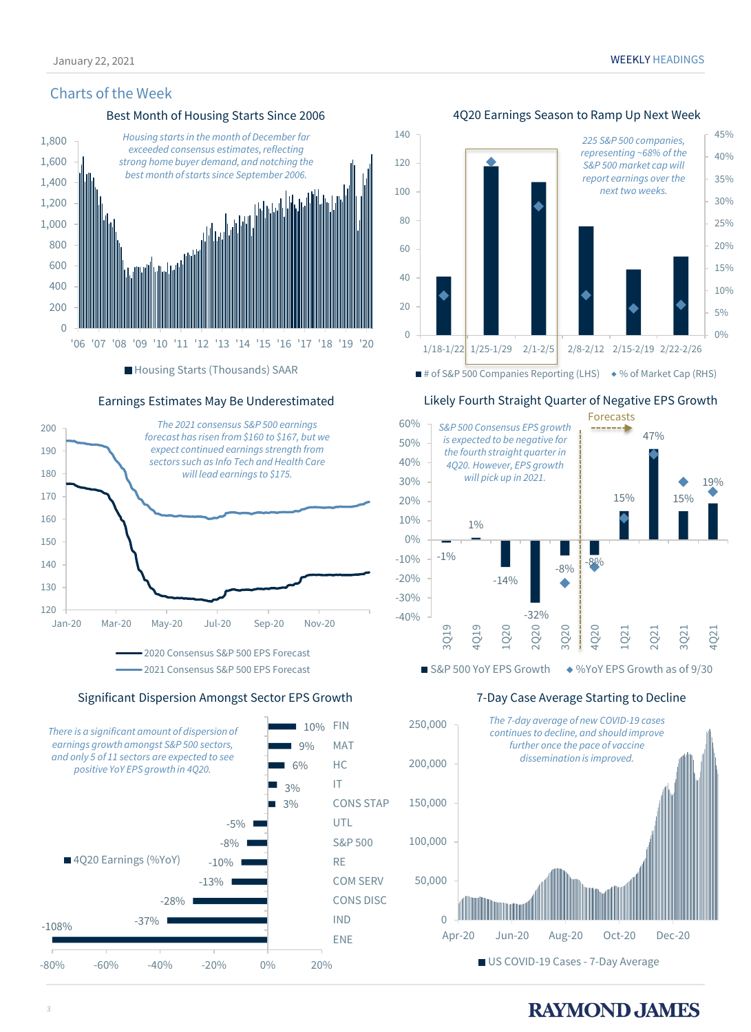## Charts of the Week

### Best Month of Housing Starts Since 2006

*Housing starts in the month of December far exceeded consensus estimates, reflecting strong home buyer demand, and notching the best month of starts since September 2006.*

Housing Starts (Thousands) SAAR

### 4Q20 Earnings Season to Ramp Up Next Week

*225 S&P 500 companies, representing ~68% of the S&P 500 market cap will report earnings over the next two weeks.*

# of S&P 500 Companies Reporting (LHS) ◆ % of Market Cap (RHS)

### Earnings Estimates May Be Underestimated

*The 2021 consensus S&P 500 earnings forecast has risen from $160 to $167, but we expect continued earnings strength from sectors such as Info Tech and Health Care will lead earnings to $175.*

2020 Consensus S&P 500 EPS Forecast
2021 Consensus S&P 500 EPS Forecast

### Likely Fourth Straight Quarter of Negative EPS Growth

*S&P 500 Consensus EPS growth is expected to be negative for the fourth straight quarter in 4Q20. However, EPS growth will pick up in 2021.*

S&P 500 YoY EPS Growth ◆ %YoY EPS Growth as of 9/30

### Significant Dispersion Amongst Sector EPS Growth

*There is a significant amount of dispersion of earnings growth amongst S&P 500 sectors, and only 5 of 11 sectors are expected to see positive YoY EPS growth in 4Q20.*

| Sector | 4Q20 Earnings (%YoY) |
|---|---|
| FIN | 10% |
| MAT | 9% |
| HC | 6% |
| IT | 3% |
| CONS STAP | 3% |
| UTL | -5% |
| S&P 500 | -8% |
| RE | -10% |
| COM SERV | -13% |
| CONS DISC | -28% |
| IND | -37% |
| ENE | -108% |

### 7-Day Case Average Starting to Decline

*The 7-day average of new COVID-19 cases continues to decline, and should improve further once the pace of vaccine dissemination is improved.*

US COVID-19 Cases - 7-Day Average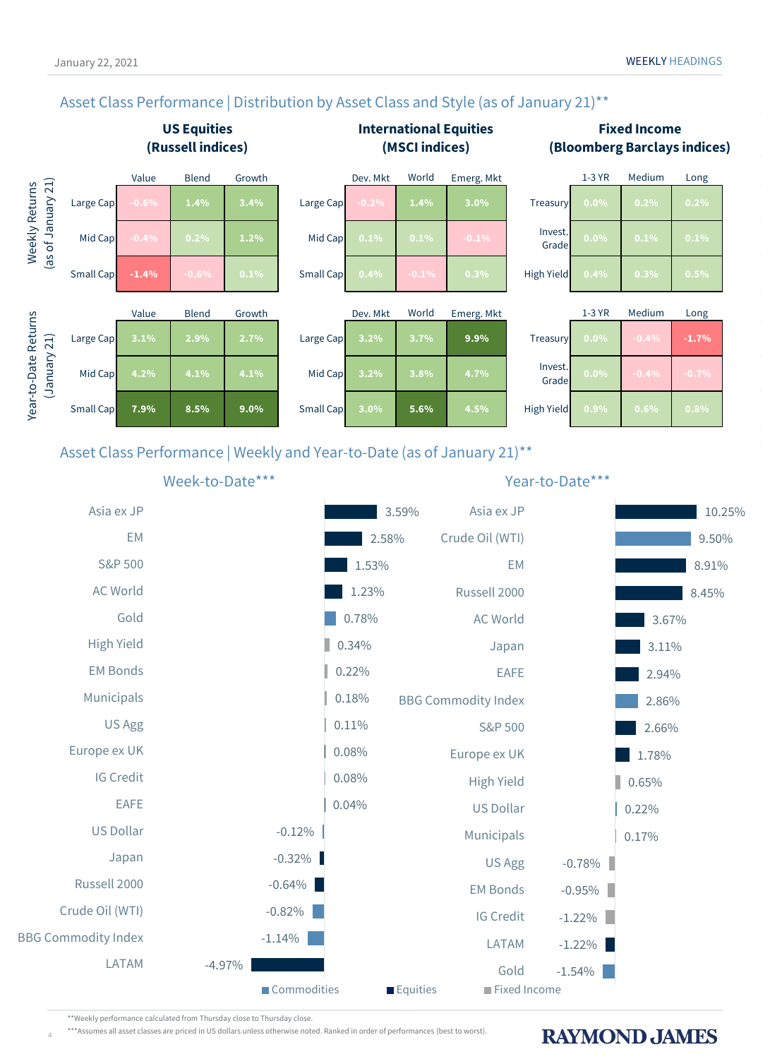## Asset Class Performance | Distribution by Asset Class and Style (as of January 21)**

### Weekly Returns (as of January 21)

**US Equities (Russell indices)**

| | Value | Blend | Growth |
|---|---|---|---|
| Large Cap | -0.6% | 1.4% | 3.4% |
| Mid Cap | -0.4% | 0.2% | 1.2% |
| Small Cap | -1.4% | -0.6% | 0.1% |

**International Equities (MSCI indices)**

| | Dev. Mkt | World | Emerg. Mkt |
|---|---|---|---|
| Large Cap | -0.2% | 1.4% | 3.0% |
| Mid Cap | 0.1% | 0.1% | -0.1% |
| Small Cap | 0.4% | -0.1% | 0.3% |

**Fixed Income (Bloomberg Barclays indices)**

| | 1-3 YR | Medium | Long |
|---|---|---|---|
| Treasury | 0.0% | 0.2% | 0.2% |
| Invest. Grade | 0.0% | 0.1% | 0.1% |
| High Yield | 0.4% | 0.3% | 0.5% |

### Year-to-Date Returns (January 21)

**US Equities (Russell indices)**

| | Value | Blend | Growth |
|---|---|---|---|
| Large Cap | 3.1% | 2.9% | 2.7% |
| Mid Cap | 4.2% | 4.1% | 4.1% |
| Small Cap | 7.9% | 8.5% | 9.0% |

**International Equities (MSCI indices)**

| | Dev. Mkt | World | Emerg. Mkt |
|---|---|---|---|
| Large Cap | 3.2% | 3.7% | 9.9% |
| Mid Cap | 3.2% | 3.8% | 4.7% |
| Small Cap | 3.0% | 5.6% | 4.5% |

**Fixed Income (Bloomberg Barclays indices)**

| | 1-3 YR | Medium | Long |
|---|---|---|---|
| Treasury | 0.0% | -0.4% | -1.7% |
| Invest. Grade | 0.0% | -0.4% | -0.7% |
| High Yield | 0.9% | 0.6% | 0.8% |

## Asset Class Performance | Weekly and Year-to-Date (as of January 21)**

### Week-to-Date***

| Asset | Return |
|---|---|
| Asia ex JP | 3.59% |
| EM | 2.58% |
| S&P 500 | 1.53% |
| AC World | 1.23% |
| Gold | 0.78% |
| High Yield | 0.34% |
| EM Bonds | 0.22% |
| Municipals | 0.18% |
| US Agg | 0.11% |
| Europe ex UK | 0.08% |
| IG Credit | 0.08% |
| EAFE | 0.04% |
| US Dollar | -0.12% |
| Japan | -0.32% |
| Russell 2000 | -0.64% |
| Crude Oil (WTI) | -0.82% |
| BBG Commodity Index | -1.14% |
| LATAM | -4.97% |

### Year-to-Date***

| Asset | Return |
|---|---|
| Asia ex JP | 10.25% |
| Crude Oil (WTI) | 9.50% |
| EM | 8.91% |
| Russell 2000 | 8.45% |
| AC World | 3.67% |
| Japan | 3.11% |
| EAFE | 2.94% |
| BBG Commodity Index | 2.86% |
| S&P 500 | 2.66% |
| Europe ex UK | 1.78% |
| High Yield | 0.65% |
| US Dollar | 0.22% |
| Municipals | 0.17% |
| US Agg | -0.78% |
| EM Bonds | -0.95% |
| IG Credit | -1.22% |
| LATAM | -1.22% |
| Gold | -1.54% |

Commodities | Equities | Fixed Income

**Weekly performance calculated from Thursday close to Thursday close.

***Assumes all asset classes are priced in US dollars unless otherwise noted. Ranked in order of performances (best to worst).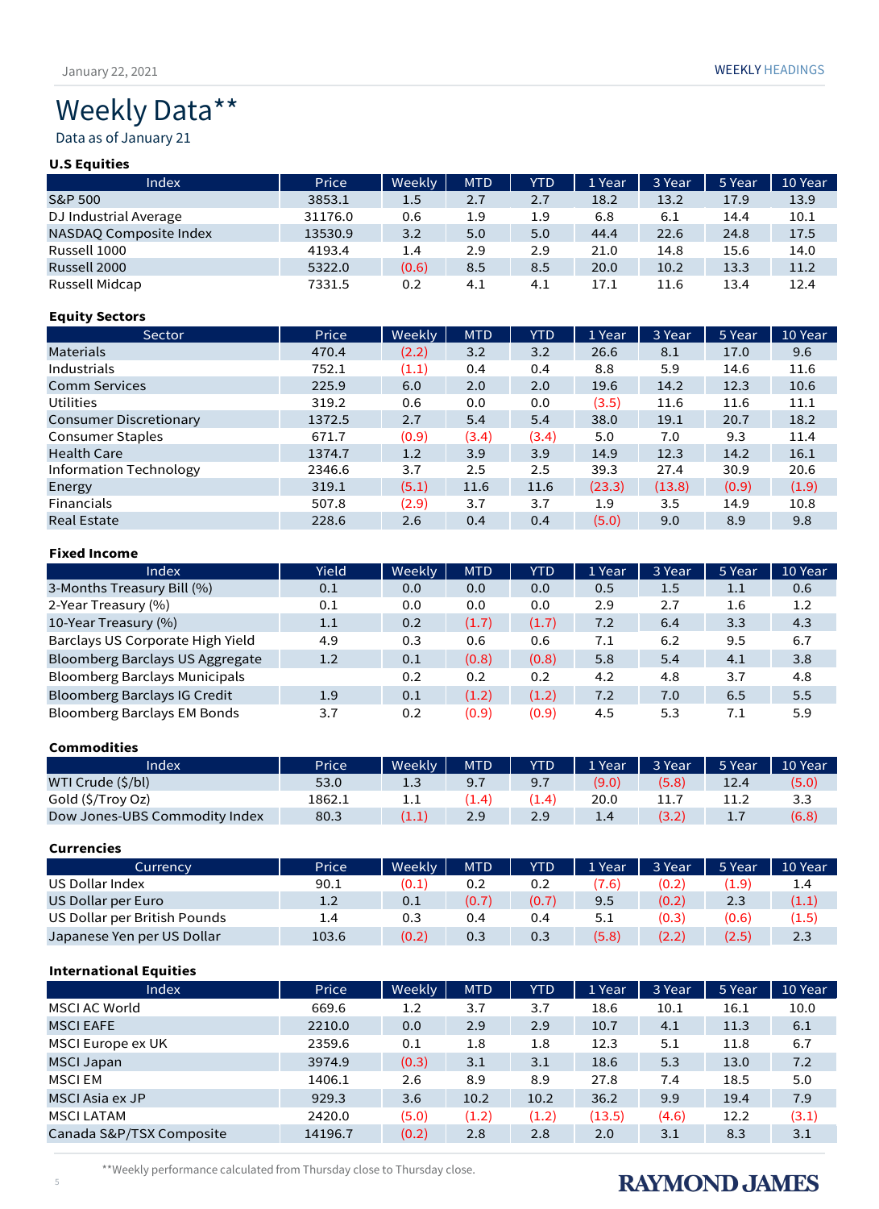# Weekly Data**

Data as of January 21

### U.S Equities

| Index | Price | Weekly | MTD | YTD | 1 Year | 3 Year | 5 Year | 10 Year |
|---|---|---|---|---|---|---|---|---|
| S&P 500 | 3853.1 | 1.5 | 2.7 | 2.7 | 18.2 | 13.2 | 17.9 | 13.9 |
| DJ Industrial Average | 31176.0 | 0.6 | 1.9 | 1.9 | 6.8 | 6.1 | 14.4 | 10.1 |
| NASDAQ Composite Index | 13530.9 | 3.2 | 5.0 | 5.0 | 44.4 | 22.6 | 24.8 | 17.5 |
| Russell 1000 | 4193.4 | 1.4 | 2.9 | 2.9 | 21.0 | 14.8 | 15.6 | 14.0 |
| Russell 2000 | 5322.0 | (0.6) | 8.5 | 8.5 | 20.0 | 10.2 | 13.3 | 11.2 |
| Russell Midcap | 7331.5 | 0.2 | 4.1 | 4.1 | 17.1 | 11.6 | 13.4 | 12.4 |

### Equity Sectors

| Sector | Price | Weekly | MTD | YTD | 1 Year | 3 Year | 5 Year | 10 Year |
|---|---|---|---|---|---|---|---|---|
| Materials | 470.4 | (2.2) | 3.2 | 3.2 | 26.6 | 8.1 | 17.0 | 9.6 |
| Industrials | 752.1 | (1.1) | 0.4 | 0.4 | 8.8 | 5.9 | 14.6 | 11.6 |
| Comm Services | 225.9 | 6.0 | 2.0 | 2.0 | 19.6 | 14.2 | 12.3 | 10.6 |
| Utilities | 319.2 | 0.6 | 0.0 | 0.0 | (3.5) | 11.6 | 11.6 | 11.1 |
| Consumer Discretionary | 1372.5 | 2.7 | 5.4 | 5.4 | 38.0 | 19.1 | 20.7 | 18.2 |
| Consumer Staples | 671.7 | (0.9) | (3.4) | (3.4) | 5.0 | 7.0 | 9.3 | 11.4 |
| Health Care | 1374.7 | 1.2 | 3.9 | 3.9 | 14.9 | 12.3 | 14.2 | 16.1 |
| Information Technology | 2346.6 | 3.7 | 2.5 | 2.5 | 39.3 | 27.4 | 30.9 | 20.6 |
| Energy | 319.1 | (5.1) | 11.6 | 11.6 | (23.3) | (13.8) | (0.9) | (1.9) |
| Financials | 507.8 | (2.9) | 3.7 | 3.7 | 1.9 | 3.5 | 14.9 | 10.8 |
| Real Estate | 228.6 | 2.6 | 0.4 | 0.4 | (5.0) | 9.0 | 8.9 | 9.8 |

### Fixed Income

| Index | Yield | Weekly | MTD | YTD | 1 Year | 3 Year | 5 Year | 10 Year |
|---|---|---|---|---|---|---|---|---|
| 3-Months Treasury Bill (%) | 0.1 | 0.0 | 0.0 | 0.0 | 0.5 | 1.5 | 1.1 | 0.6 |
| 2-Year Treasury (%) | 0.1 | 0.0 | 0.0 | 0.0 | 2.9 | 2.7 | 1.6 | 1.2 |
| 10-Year Treasury (%) | 1.1 | 0.2 | (1.7) | (1.7) | 7.2 | 6.4 | 3.3 | 4.3 |
| Barclays US Corporate High Yield | 4.9 | 0.3 | 0.6 | 0.6 | 7.1 | 6.2 | 9.5 | 6.7 |
| Bloomberg Barclays US Aggregate | 1.2 | 0.1 | (0.8) | (0.8) | 5.8 | 5.4 | 4.1 | 3.8 |
| Bloomberg Barclays Municipals | | 0.2 | 0.2 | 0.2 | 4.2 | 4.8 | 3.7 | 4.8 |
| Bloomberg Barclays IG Credit | 1.9 | 0.1 | (1.2) | (1.2) | 7.2 | 7.0 | 6.5 | 5.5 |
| Bloomberg Barclays EM Bonds | 3.7 | 0.2 | (0.9) | (0.9) | 4.5 | 5.3 | 7.1 | 5.9 |

### Commodities

| Index | Price | Weekly | MTD | YTD | 1 Year | 3 Year | 5 Year | 10 Year |
|---|---|---|---|---|---|---|---|---|
| WTI Crude ($/bl) | 53.0 | 1.3 | 9.7 | 9.7 | (9.0) | (5.8) | 12.4 | (5.0) |
| Gold ($/Troy Oz) | 1862.1 | 1.1 | (1.4) | (1.4) | 20.0 | 11.7 | 11.2 | 3.3 |
| Dow Jones-UBS Commodity Index | 80.3 | (1.1) | 2.9 | 2.9 | 1.4 | (3.2) | 1.7 | (6.8) |

### Currencies

| Currency | Price | Weekly | MTD | YTD | 1 Year | 3 Year | 5 Year | 10 Year |
|---|---|---|---|---|---|---|---|---|
| US Dollar Index | 90.1 | (0.1) | 0.2 | 0.2 | (7.6) | (0.2) | (1.9) | 1.4 |
| US Dollar per Euro | 1.2 | 0.1 | (0.7) | (0.7) | 9.5 | (0.2) | 2.3 | (1.1) |
| US Dollar per British Pounds | 1.4 | 0.3 | 0.4 | 0.4 | 5.1 | (0.3) | (0.6) | (1.5) |
| Japanese Yen per US Dollar | 103.6 | (0.2) | 0.3 | 0.3 | (5.8) | (2.2) | (2.5) | 2.3 |

### International Equities

| Index | Price | Weekly | MTD | YTD | 1 Year | 3 Year | 5 Year | 10 Year |
|---|---|---|---|---|---|---|---|---|
| MSCI AC World | 669.6 | 1.2 | 3.7 | 3.7 | 18.6 | 10.1 | 16.1 | 10.0 |
| MSCI EAFE | 2210.0 | 0.0 | 2.9 | 2.9 | 10.7 | 4.1 | 11.3 | 6.1 |
| MSCI Europe ex UK | 2359.6 | 0.1 | 1.8 | 1.8 | 12.3 | 5.1 | 11.8 | 6.7 |
| MSCI Japan | 3974.9 | (0.3) | 3.1 | 3.1 | 18.6 | 5.3 | 13.0 | 7.2 |
| MSCI EM | 1406.1 | 2.6 | 8.9 | 8.9 | 27.8 | 7.4 | 18.5 | 5.0 |
| MSCI Asia ex JP | 929.3 | 3.6 | 10.2 | 10.2 | 36.2 | 9.9 | 19.4 | 7.9 |
| MSCI LATAM | 2420.0 | (5.0) | (1.2) | (1.2) | (13.5) | (4.6) | 12.2 | (3.1) |
| Canada S&P/TSX Composite | 14196.7 | (0.2) | 2.8 | 2.8 | 2.0 | 3.1 | 8.3 | 3.1 |

**Weekly performance calculated from Thursday close to Thursday close.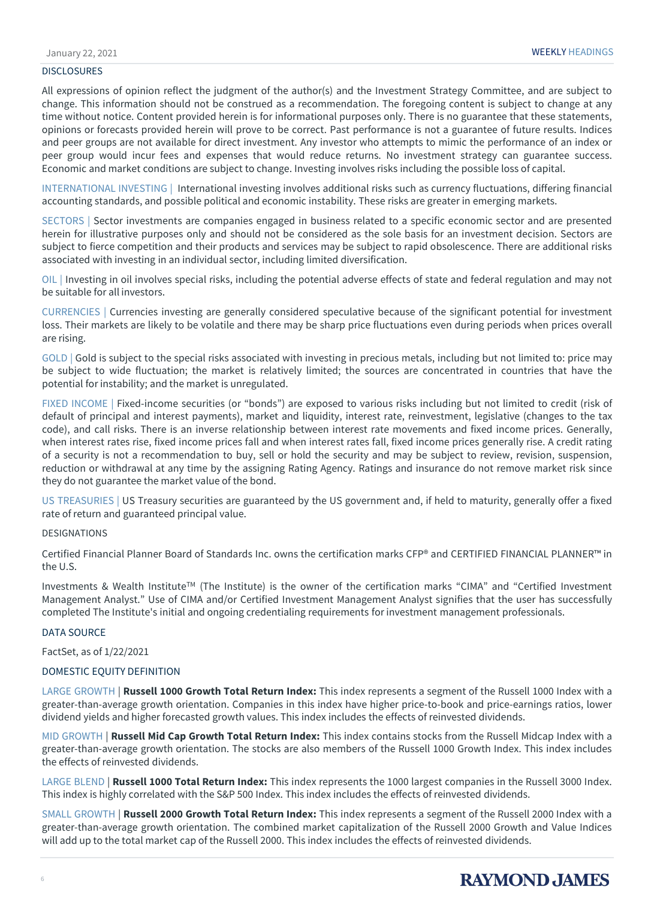## DISCLOSURES

All expressions of opinion reflect the judgment of the author(s) and the Investment Strategy Committee, and are subject to change. This information should not be construed as a recommendation. The foregoing content is subject to change at any time without notice. Content provided herein is for informational purposes only. There is no guarantee that these statements, opinions or forecasts provided herein will prove to be correct. Past performance is not a guarantee of future results. Indices and peer groups are not available for direct investment. Any investor who attempts to mimic the performance of an index or peer group would incur fees and expenses that would reduce returns. No investment strategy can guarantee success. Economic and market conditions are subject to change. Investing involves risks including the possible loss of capital.

INTERNATIONAL INVESTING | International investing involves additional risks such as currency fluctuations, differing financial accounting standards, and possible political and economic instability. These risks are greater in emerging markets.

SECTORS | Sector investments are companies engaged in business related to a specific economic sector and are presented herein for illustrative purposes only and should not be considered as the sole basis for an investment decision. Sectors are subject to fierce competition and their products and services may be subject to rapid obsolescence. There are additional risks associated with investing in an individual sector, including limited diversification.

OIL | Investing in oil involves special risks, including the potential adverse effects of state and federal regulation and may not be suitable for all investors.

CURRENCIES | Currencies investing are generally considered speculative because of the significant potential for investment loss. Their markets are likely to be volatile and there may be sharp price fluctuations even during periods when prices overall are rising.

GOLD | Gold is subject to the special risks associated with investing in precious metals, including but not limited to: price may be subject to wide fluctuation; the market is relatively limited; the sources are concentrated in countries that have the potential for instability; and the market is unregulated.

FIXED INCOME | Fixed-income securities (or "bonds") are exposed to various risks including but not limited to credit (risk of default of principal and interest payments), market and liquidity, interest rate, reinvestment, legislative (changes to the tax code), and call risks. There is an inverse relationship between interest rate movements and fixed income prices. Generally, when interest rates rise, fixed income prices fall and when interest rates fall, fixed income prices generally rise. A credit rating of a security is not a recommendation to buy, sell or hold the security and may be subject to review, revision, suspension, reduction or withdrawal at any time by the assigning Rating Agency. Ratings and insurance do not remove market risk since they do not guarantee the market value of the bond.

US TREASURIES | US Treasury securities are guaranteed by the US government and, if held to maturity, generally offer a fixed rate of return and guaranteed principal value.

## DESIGNATIONS

Certified Financial Planner Board of Standards Inc. owns the certification marks CFP® and CERTIFIED FINANCIAL PLANNER™ in the U.S.

Investments & Wealth Institute™ (The Institute) is the owner of the certification marks "CIMA" and "Certified Investment Management Analyst." Use of CIMA and/or Certified Investment Management Analyst signifies that the user has successfully completed The Institute's initial and ongoing credentialing requirements for investment management professionals.

## DATA SOURCE

FactSet, as of 1/22/2021

## DOMESTIC EQUITY DEFINITION

LARGE GROWTH | **Russell 1000 Growth Total Return Index:** This index represents a segment of the Russell 1000 Index with a greater-than-average growth orientation. Companies in this index have higher price-to-book and price-earnings ratios, lower dividend yields and higher forecasted growth values. This index includes the effects of reinvested dividends.

MID GROWTH | **Russell Mid Cap Growth Total Return Index:** This index contains stocks from the Russell Midcap Index with a greater-than-average growth orientation. The stocks are also members of the Russell 1000 Growth Index. This index includes the effects of reinvested dividends.

LARGE BLEND | **Russell 1000 Total Return Index:** This index represents the 1000 largest companies in the Russell 3000 Index. This index is highly correlated with the S&P 500 Index. This index includes the effects of reinvested dividends.

SMALL GROWTH | **Russell 2000 Growth Total Return Index:** This index represents a segment of the Russell 2000 Index with a greater-than-average growth orientation. The combined market capitalization of the Russell 2000 Growth and Value Indices will add up to the total market cap of the Russell 2000. This index includes the effects of reinvested dividends.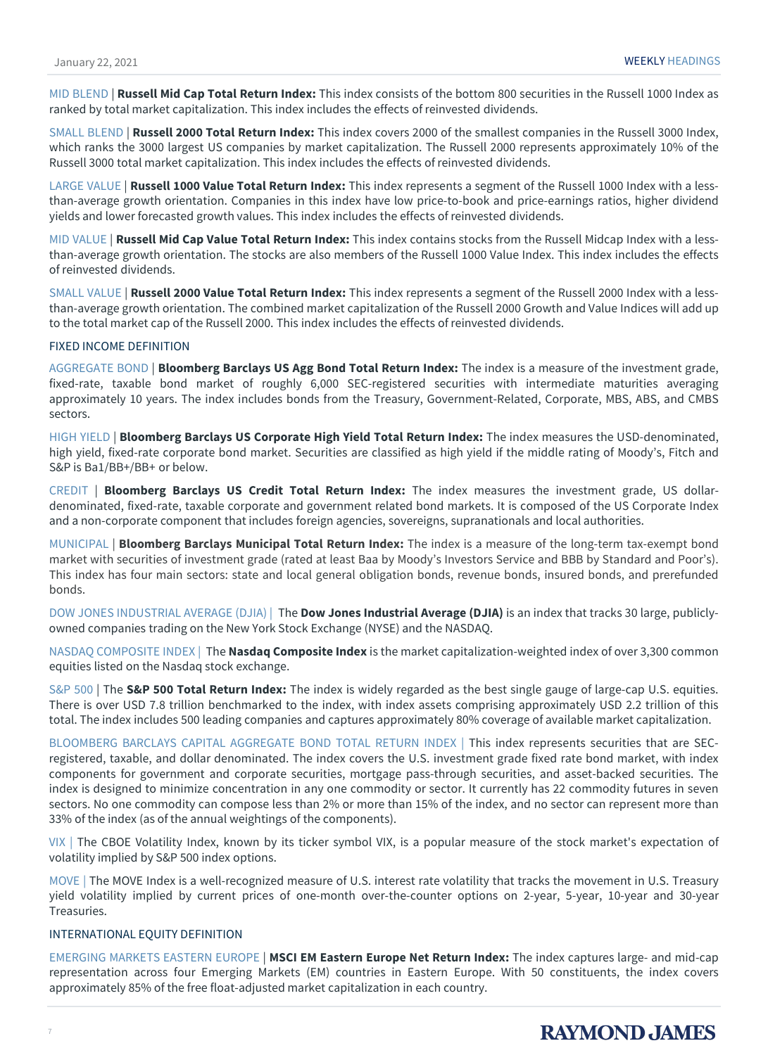MID BLEND | **Russell Mid Cap Total Return Index:** This index consists of the bottom 800 securities in the Russell 1000 Index as ranked by total market capitalization. This index includes the effects of reinvested dividends.

SMALL BLEND | **Russell 2000 Total Return Index:** This index covers 2000 of the smallest companies in the Russell 3000 Index, which ranks the 3000 largest US companies by market capitalization. The Russell 2000 represents approximately 10% of the Russell 3000 total market capitalization. This index includes the effects of reinvested dividends.

LARGE VALUE | **Russell 1000 Value Total Return Index:** This index represents a segment of the Russell 1000 Index with a less-than-average growth orientation. Companies in this index have low price-to-book and price-earnings ratios, higher dividend yields and lower forecasted growth values. This index includes the effects of reinvested dividends.

MID VALUE | **Russell Mid Cap Value Total Return Index:** This index contains stocks from the Russell Midcap Index with a less-than-average growth orientation. The stocks are also members of the Russell 1000 Value Index. This index includes the effects of reinvested dividends.

SMALL VALUE | **Russell 2000 Value Total Return Index:** This index represents a segment of the Russell 2000 Index with a less-than-average growth orientation. The combined market capitalization of the Russell 2000 Growth and Value Indices will add up to the total market cap of the Russell 2000. This index includes the effects of reinvested dividends.

## FIXED INCOME DEFINITION

AGGREGATE BOND | **Bloomberg Barclays US Agg Bond Total Return Index:** The index is a measure of the investment grade, fixed-rate, taxable bond market of roughly 6,000 SEC-registered securities with intermediate maturities averaging approximately 10 years. The index includes bonds from the Treasury, Government-Related, Corporate, MBS, ABS, and CMBS sectors.

HIGH YIELD | **Bloomberg Barclays US Corporate High Yield Total Return Index:** The index measures the USD-denominated, high yield, fixed-rate corporate bond market. Securities are classified as high yield if the middle rating of Moody's, Fitch and S&P is Ba1/BB+/BB+ or below.

CREDIT | **Bloomberg Barclays US Credit Total Return Index:** The index measures the investment grade, US dollar-denominated, fixed-rate, taxable corporate and government related bond markets. It is composed of the US Corporate Index and a non-corporate component that includes foreign agencies, sovereigns, supranationals and local authorities.

MUNICIPAL | **Bloomberg Barclays Municipal Total Return Index:** The index is a measure of the long-term tax-exempt bond market with securities of investment grade (rated at least Baa by Moody's Investors Service and BBB by Standard and Poor's). This index has four main sectors: state and local general obligation bonds, revenue bonds, insured bonds, and prerefunded bonds.

DOW JONES INDUSTRIAL AVERAGE (DJIA) | The **Dow Jones Industrial Average (DJIA)** is an index that tracks 30 large, publicly-owned companies trading on the New York Stock Exchange (NYSE) and the NASDAQ.

NASDAQ COMPOSITE INDEX | The **Nasdaq Composite Index** is the market capitalization-weighted index of over 3,300 common equities listed on the Nasdaq stock exchange.

S&P 500 | The **S&P 500 Total Return Index:** The index is widely regarded as the best single gauge of large-cap U.S. equities. There is over USD 7.8 trillion benchmarked to the index, with index assets comprising approximately USD 2.2 trillion of this total. The index includes 500 leading companies and captures approximately 80% coverage of available market capitalization.

BLOOMBERG BARCLAYS CAPITAL AGGREGATE BOND TOTAL RETURN INDEX | This index represents securities that are SEC-registered, taxable, and dollar denominated. The index covers the U.S. investment grade fixed rate bond market, with index components for government and corporate securities, mortgage pass-through securities, and asset-backed securities. The index is designed to minimize concentration in any one commodity or sector. It currently has 22 commodity futures in seven sectors. No one commodity can compose less than 2% or more than 15% of the index, and no sector can represent more than 33% of the index (as of the annual weightings of the components).

VIX | The CBOE Volatility Index, known by its ticker symbol VIX, is a popular measure of the stock market's expectation of volatility implied by S&P 500 index options.

MOVE | The MOVE Index is a well-recognized measure of U.S. interest rate volatility that tracks the movement in U.S. Treasury yield volatility implied by current prices of one-month over-the-counter options on 2-year, 5-year, 10-year and 30-year Treasuries.

## INTERNATIONAL EQUITY DEFINITION

EMERGING MARKETS EASTERN EUROPE | **MSCI EM Eastern Europe Net Return Index:** The index captures large- and mid-cap representation across four Emerging Markets (EM) countries in Eastern Europe. With 50 constituents, the index covers approximately 85% of the free float-adjusted market capitalization in each country.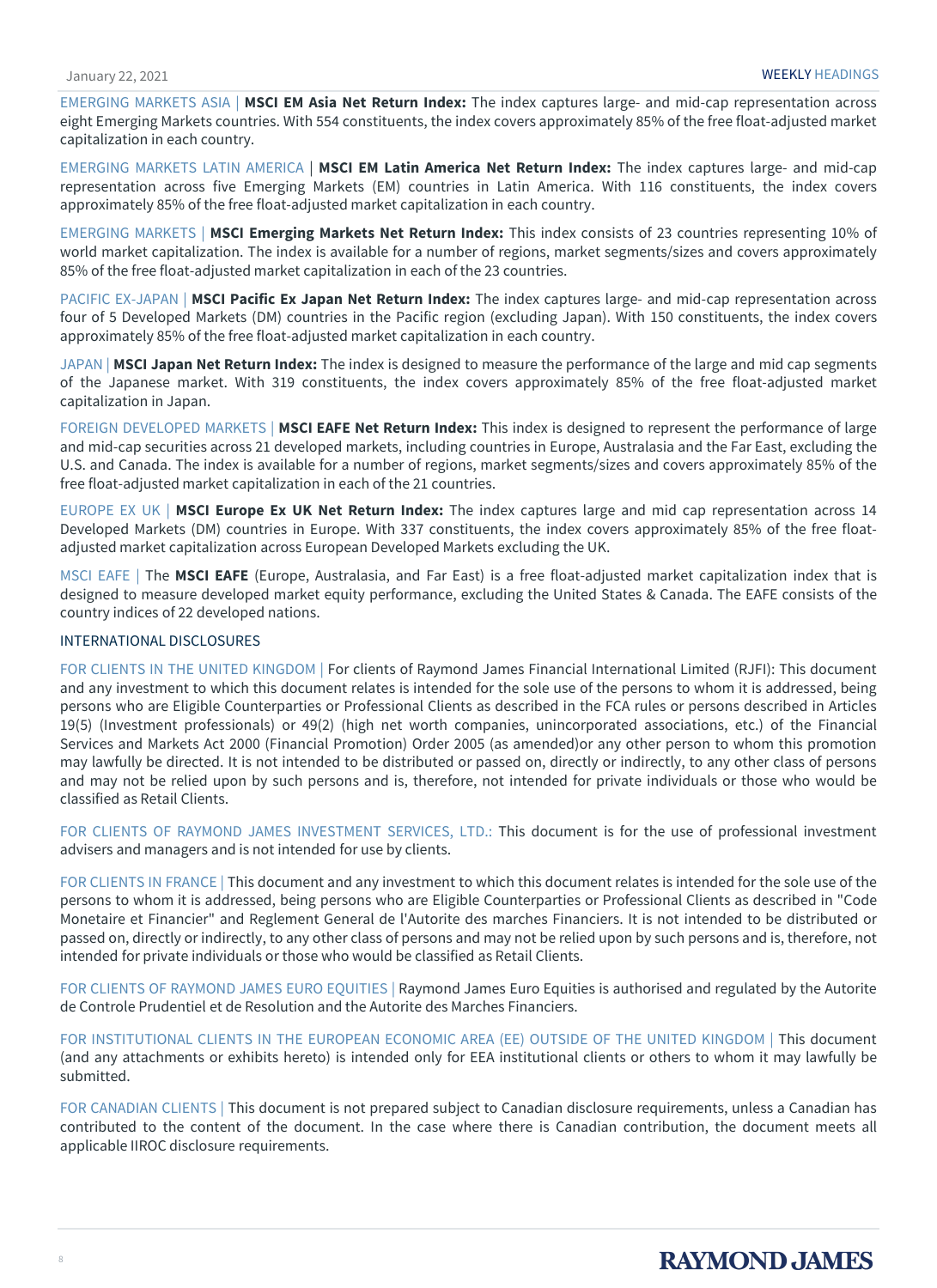EMERGING MARKETS ASIA | **MSCI EM Asia Net Return Index:** The index captures large- and mid-cap representation across eight Emerging Markets countries. With 554 constituents, the index covers approximately 85% of the free float-adjusted market capitalization in each country.

EMERGING MARKETS LATIN AMERICA | **MSCI EM Latin America Net Return Index:** The index captures large- and mid-cap representation across five Emerging Markets (EM) countries in Latin America. With 116 constituents, the index covers approximately 85% of the free float-adjusted market capitalization in each country.

EMERGING MARKETS | **MSCI Emerging Markets Net Return Index:** This index consists of 23 countries representing 10% of world market capitalization. The index is available for a number of regions, market segments/sizes and covers approximately 85% of the free float-adjusted market capitalization in each of the 23 countries.

PACIFIC EX-JAPAN | **MSCI Pacific Ex Japan Net Return Index:** The index captures large- and mid-cap representation across four of 5 Developed Markets (DM) countries in the Pacific region (excluding Japan). With 150 constituents, the index covers approximately 85% of the free float-adjusted market capitalization in each country.

JAPAN | **MSCI Japan Net Return Index:** The index is designed to measure the performance of the large and mid cap segments of the Japanese market. With 319 constituents, the index covers approximately 85% of the free float-adjusted market capitalization in Japan.

FOREIGN DEVELOPED MARKETS | **MSCI EAFE Net Return Index:** This index is designed to represent the performance of large and mid-cap securities across 21 developed markets, including countries in Europe, Australasia and the Far East, excluding the U.S. and Canada. The index is available for a number of regions, market segments/sizes and covers approximately 85% of the free float-adjusted market capitalization in each of the 21 countries.

EUROPE EX UK | **MSCI Europe Ex UK Net Return Index:** The index captures large and mid cap representation across 14 Developed Markets (DM) countries in Europe. With 337 constituents, the index covers approximately 85% of the free float-adjusted market capitalization across European Developed Markets excluding the UK.

MSCI EAFE | The **MSCI EAFE** (Europe, Australasia, and Far East) is a free float-adjusted market capitalization index that is designed to measure developed market equity performance, excluding the United States & Canada. The EAFE consists of the country indices of 22 developed nations.

## INTERNATIONAL DISCLOSURES

FOR CLIENTS IN THE UNITED KINGDOM | For clients of Raymond James Financial International Limited (RJFI): This document and any investment to which this document relates is intended for the sole use of the persons to whom it is addressed, being persons who are Eligible Counterparties or Professional Clients as described in the FCA rules or persons described in Articles 19(5) (Investment professionals) or 49(2) (high net worth companies, unincorporated associations, etc.) of the Financial Services and Markets Act 2000 (Financial Promotion) Order 2005 (as amended)or any other person to whom this promotion may lawfully be directed. It is not intended to be distributed or passed on, directly or indirectly, to any other class of persons and may not be relied upon by such persons and is, therefore, not intended for private individuals or those who would be classified as Retail Clients.

FOR CLIENTS OF RAYMOND JAMES INVESTMENT SERVICES, LTD.: This document is for the use of professional investment advisers and managers and is not intended for use by clients.

FOR CLIENTS IN FRANCE | This document and any investment to which this document relates is intended for the sole use of the persons to whom it is addressed, being persons who are Eligible Counterparties or Professional Clients as described in "Code Monetaire et Financier" and Reglement General de l'Autorite des marches Financiers. It is not intended to be distributed or passed on, directly or indirectly, to any other class of persons and may not be relied upon by such persons and is, therefore, not intended for private individuals or those who would be classified as Retail Clients.

FOR CLIENTS OF RAYMOND JAMES EURO EQUITIES | Raymond James Euro Equities is authorised and regulated by the Autorite de Controle Prudentiel et de Resolution and the Autorite des Marches Financiers.

FOR INSTITUTIONAL CLIENTS IN THE EUROPEAN ECONOMIC AREA (EE) OUTSIDE OF THE UNITED KINGDOM | This document (and any attachments or exhibits hereto) is intended only for EEA institutional clients or others to whom it may lawfully be submitted.

FOR CANADIAN CLIENTS | This document is not prepared subject to Canadian disclosure requirements, unless a Canadian has contributed to the content of the document. In the case where there is Canadian contribution, the document meets all applicable IIROC disclosure requirements.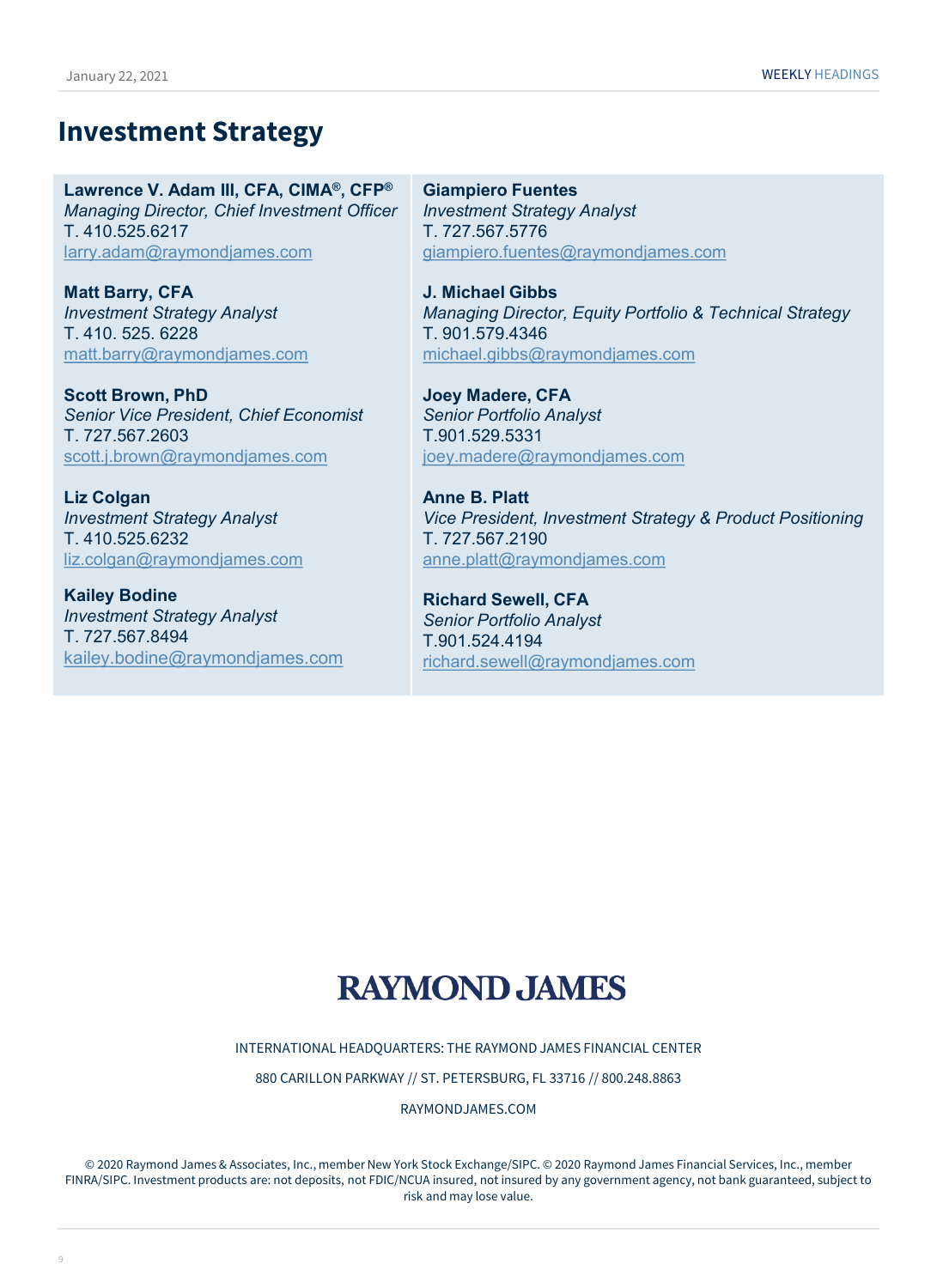# Investment Strategy

**Lawrence V. Adam III, CFA, CIMA®, CFP®**
*Managing Director, Chief Investment Officer*
T. 410.525.6217
larry.adam@raymondjames.com

**Matt Barry, CFA**
*Investment Strategy Analyst*
T. 410. 525. 6228
matt.barry@raymondjames.com

**Scott Brown, PhD**
*Senior Vice President, Chief Economist*
T. 727.567.2603
scott.j.brown@raymondjames.com

**Liz Colgan**
*Investment Strategy Analyst*
T. 410.525.6232
liz.colgan@raymondjames.com

**Kailey Bodine**
*Investment Strategy Analyst*
T. 727.567.8494
kailey.bodine@raymondjames.com

**Giampiero Fuentes**
*Investment Strategy Analyst*
T. 727.567.5776
giampiero.fuentes@raymondjames.com

**J. Michael Gibbs**
*Managing Director, Equity Portfolio & Technical Strategy*
T. 901.579.4346
michael.gibbs@raymondjames.com

**Joey Madere, CFA**
*Senior Portfolio Analyst*
T.901.529.5331
joey.madere@raymondjames.com

**Anne B. Platt**
*Vice President, Investment Strategy & Product Positioning*
T. 727.567.2190
anne.platt@raymondjames.com

**Richard Sewell, CFA**
*Senior Portfolio Analyst*
T.901.524.4194
richard.sewell@raymondjames.com

**RAYMOND JAMES**

INTERNATIONAL HEADQUARTERS: THE RAYMOND JAMES FINANCIAL CENTER

880 CARILLON PARKWAY // ST. PETERSBURG, FL 33716 // 800.248.8863

RAYMONDJAMES.COM

© 2020 Raymond James & Associates, Inc., member New York Stock Exchange/SIPC. © 2020 Raymond James Financial Services, Inc., member FINRA/SIPC. Investment products are: not deposits, not FDIC/NCUA insured, not insured by any government agency, not bank guaranteed, subject to risk and may lose value.